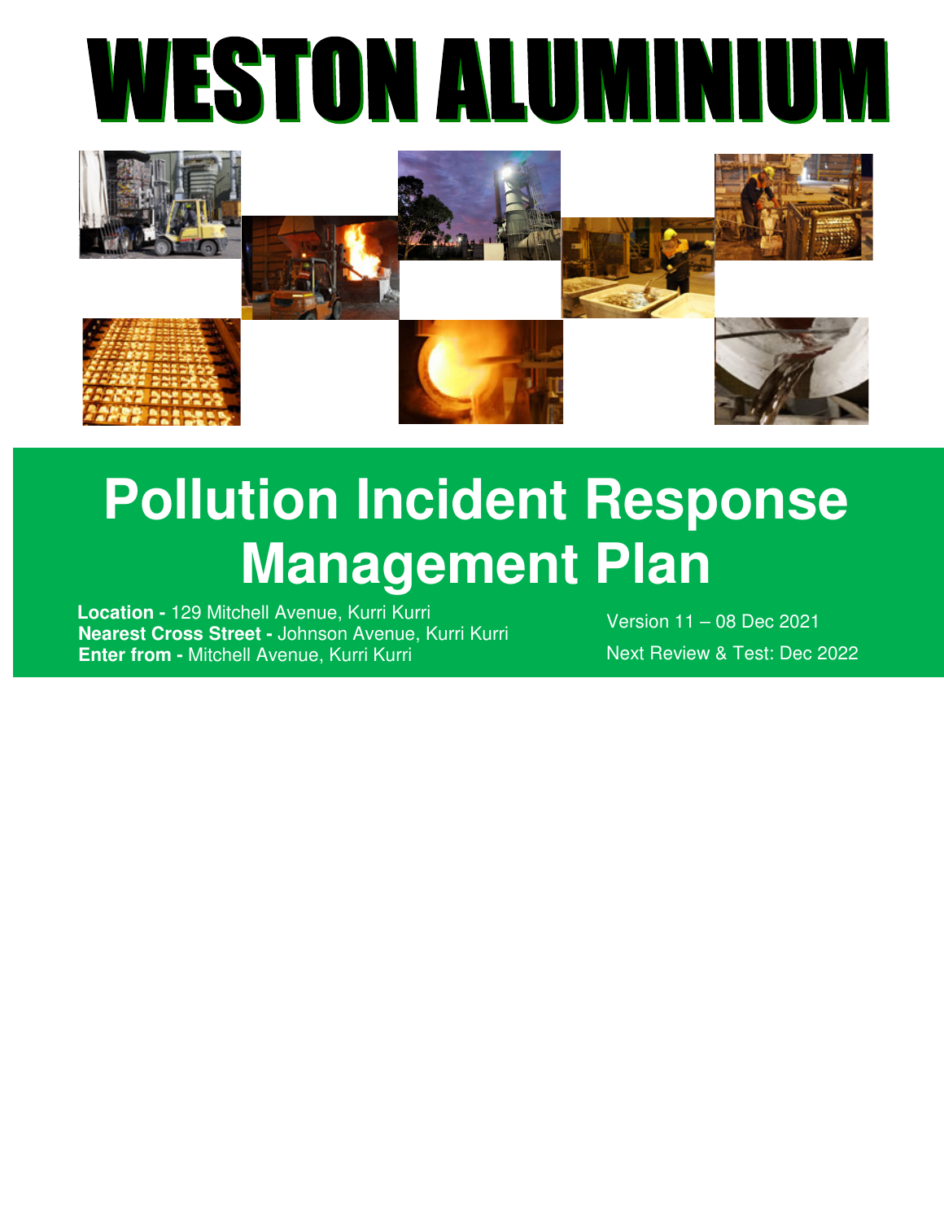# WESTON ALUMINIUM

# Pollution Incident Response Management Plan

**Location -** 129 Mitchell Avenue, Kurri Kurri
**Nearest Cross Street -** Johnson Avenue, Kurri Kurri
**Enter from -** Mitchell Avenue, Kurri Kurri

Version 11 – 08 Dec 2021

Next Review & Test: Dec 2022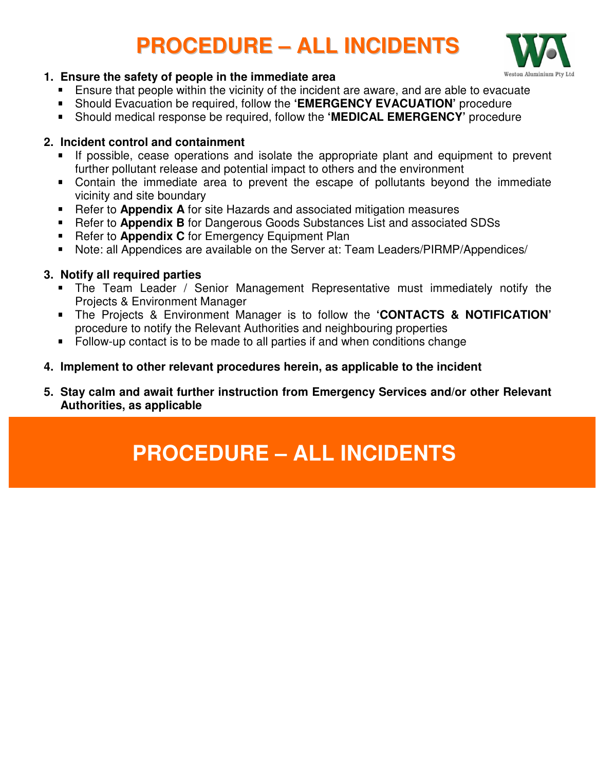# PROCEDURE – ALL INCIDENTS

1. **Ensure the safety of people in the immediate area**
   - Ensure that people within the vicinity of the incident are aware, and are able to evacuate
   - Should Evacuation be required, follow the **'EMERGENCY EVACUATION'** procedure
   - Should medical response be required, follow the **'MEDICAL EMERGENCY'** procedure

2. **Incident control and containment**
   - If possible, cease operations and isolate the appropriate plant and equipment to prevent further pollutant release and potential impact to others and the environment
   - Contain the immediate area to prevent the escape of pollutants beyond the immediate vicinity and site boundary
   - Refer to **Appendix A** for site Hazards and associated mitigation measures
   - Refer to **Appendix B** for Dangerous Goods Substances List and associated SDSs
   - Refer to **Appendix C** for Emergency Equipment Plan
   - Note: all Appendices are available on the Server at: Team Leaders/PIRMP/Appendices/

3. **Notify all required parties**
   - The Team Leader / Senior Management Representative must immediately notify the Projects & Environment Manager
   - The Projects & Environment Manager is to follow the **'CONTACTS & NOTIFICATION'** procedure to notify the Relevant Authorities and neighbouring properties
   - Follow-up contact is to be made to all parties if and when conditions change

4. **Implement to other relevant procedures herein, as applicable to the incident**

5. **Stay calm and await further instruction from Emergency Services and/or other Relevant Authorities, as applicable**

## PROCEDURE – ALL INCIDENTS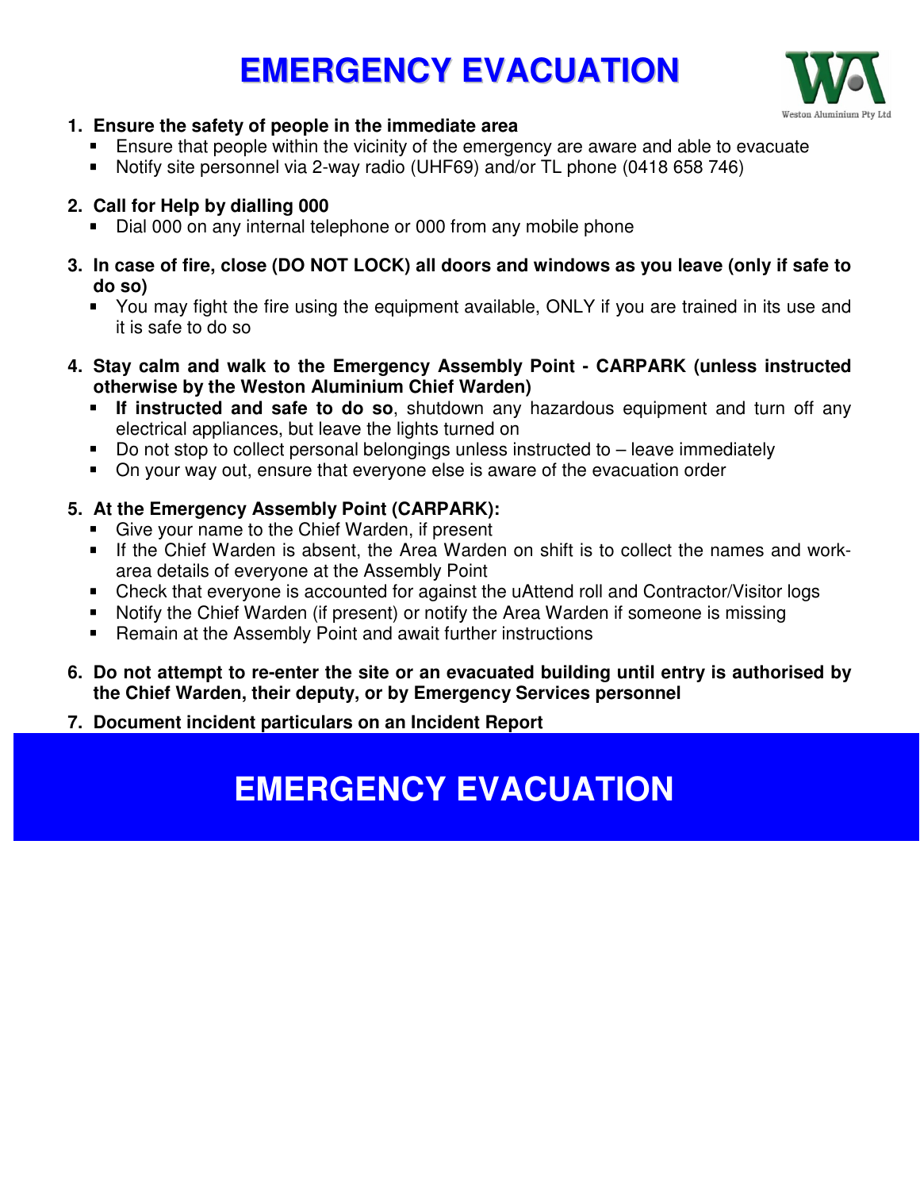# EMERGENCY EVACUATION

Weston Aluminium Pty Ltd

1. **Ensure the safety of people in the immediate area**
   - Ensure that people within the vicinity of the emergency are aware and able to evacuate
   - Notify site personnel via 2-way radio (UHF69) and/or TL phone (0418 658 746)

2. **Call for Help by dialling 000**
   - Dial 000 on any internal telephone or 000 from any mobile phone

3. **In case of fire, close (DO NOT LOCK) all doors and windows as you leave (only if safe to do so)**
   - You may fight the fire using the equipment available, ONLY if you are trained in its use and it is safe to do so

4. **Stay calm and walk to the Emergency Assembly Point - CARPARK (unless instructed otherwise by the Weston Aluminium Chief Warden)**
   - **If instructed and safe to do so**, shutdown any hazardous equipment and turn off any electrical appliances, but leave the lights turned on
   - Do not stop to collect personal belongings unless instructed to – leave immediately
   - On your way out, ensure that everyone else is aware of the evacuation order

5. **At the Emergency Assembly Point (CARPARK):**
   - Give your name to the Chief Warden, if present
   - If the Chief Warden is absent, the Area Warden on shift is to collect the names and work-area details of everyone at the Assembly Point
   - Check that everyone is accounted for against the uAttend roll and Contractor/Visitor logs
   - Notify the Chief Warden (if present) or notify the Area Warden if someone is missing
   - Remain at the Assembly Point and await further instructions

6. **Do not attempt to re-enter the site or an evacuated building until entry is authorised by the Chief Warden, their deputy, or by Emergency Services personnel**

7. **Document incident particulars on an Incident Report**

## EMERGENCY EVACUATION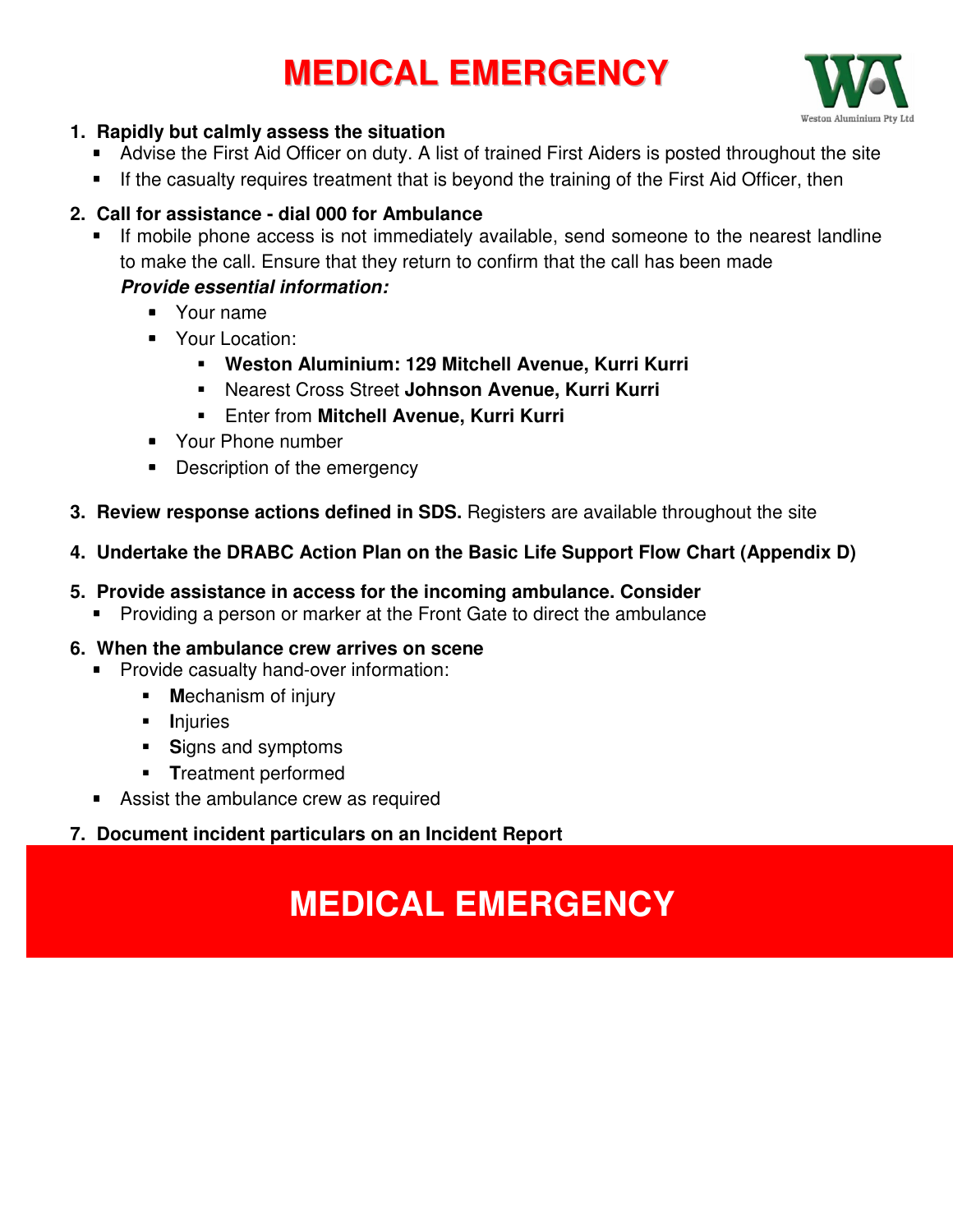# MEDICAL EMERGENCY

1. **Rapidly but calmly assess the situation**
   - Advise the First Aid Officer on duty. A list of trained First Aiders is posted throughout the site
   - If the casualty requires treatment that is beyond the training of the First Aid Officer, then
2. **Call for assistance - dial 000 for Ambulance**
   - If mobile phone access is not immediately available, send someone to the nearest landline to make the call. Ensure that they return to confirm that the call has been made

     ***Provide essential information:***
     - Your name
     - Your Location:
       - **Weston Aluminium: 129 Mitchell Avenue, Kurri Kurri**
       - Nearest Cross Street **Johnson Avenue, Kurri Kurri**
       - Enter from **Mitchell Avenue, Kurri Kurri**
     - Your Phone number
     - Description of the emergency
3. **Review response actions defined in SDS.** Registers are available throughout the site
4. **Undertake the DRABC Action Plan on the Basic Life Support Flow Chart (Appendix D)**
5. **Provide assistance in access for the incoming ambulance. Consider**
   - Providing a person or marker at the Front Gate to direct the ambulance
6. **When the ambulance crew arrives on scene**
   - Provide casualty hand-over information:
     - **M**echanism of injury
     - **I**njuries
     - **S**igns and symptoms
     - **T**reatment performed
   - Assist the ambulance crew as required
7. **Document incident particulars on an Incident Report**

# MEDICAL EMERGENCY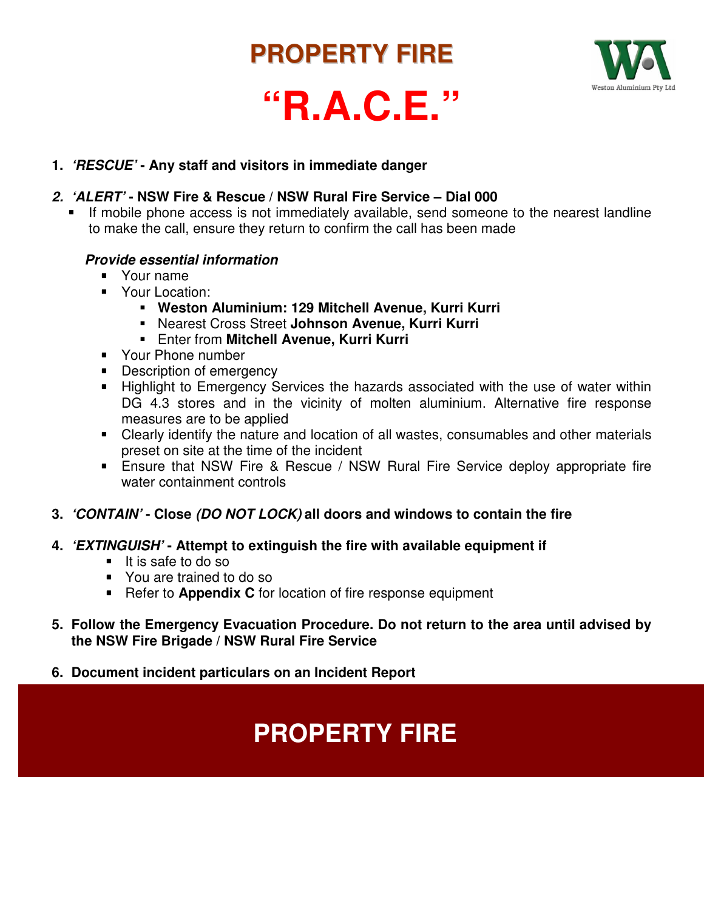# PROPERTY FIRE

# "R.A.C.E."

1. ***'RESCUE'*** **- Any staff and visitors in immediate danger**

2. ***'ALERT'*** **- NSW Fire & Rescue / NSW Rural Fire Service – Dial 000**
   - If mobile phone access is not immediately available, send someone to the nearest landline to make the call, ensure they return to confirm the call has been made

   ***Provide essential information***
   - Your name
   - Your Location:
     - **Weston Aluminium: 129 Mitchell Avenue, Kurri Kurri**
     - Nearest Cross Street **Johnson Avenue, Kurri Kurri**
     - Enter from **Mitchell Avenue, Kurri Kurri**
   - Your Phone number
   - Description of emergency
   - Highlight to Emergency Services the hazards associated with the use of water within DG 4.3 stores and in the vicinity of molten aluminium. Alternative fire response measures are to be applied
   - Clearly identify the nature and location of all wastes, consumables and other materials preset on site at the time of the incident
   - Ensure that NSW Fire & Rescue / NSW Rural Fire Service deploy appropriate fire water containment controls

3. ***'CONTAIN'*** **- Close *(DO NOT LOCK)* all doors and windows to contain the fire**

4. ***'EXTINGUISH'*** **- Attempt to extinguish the fire with available equipment if**
   - It is safe to do so
   - You are trained to do so
   - Refer to **Appendix C** for location of fire response equipment

5. **Follow the Emergency Evacuation Procedure. Do not return to the area until advised by the NSW Fire Brigade / NSW Rural Fire Service**

6. **Document incident particulars on an Incident Report**

## PROPERTY FIRE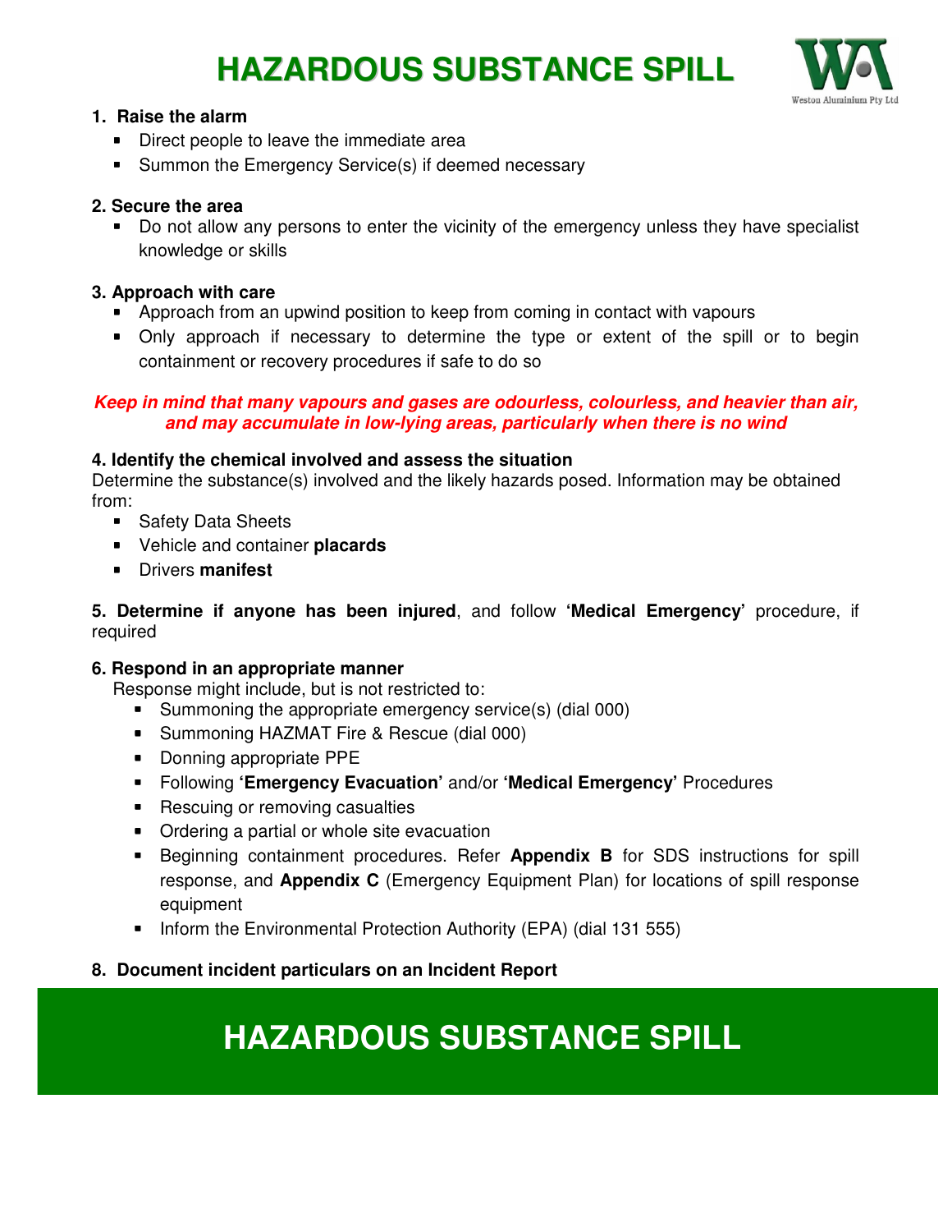# HAZARDOUS SUBSTANCE SPILL

Weston Aluminium Pty Ltd

1. **Raise the alarm**
   - Direct people to leave the immediate area
   - Summon the Emergency Service(s) if deemed necessary

2. **Secure the area**
   - Do not allow any persons to enter the vicinity of the emergency unless they have specialist knowledge or skills

3. **Approach with care**
   - Approach from an upwind position to keep from coming in contact with vapours
   - Only approach if necessary to determine the type or extent of the spill or to begin containment or recovery procedures if safe to do so

***Keep in mind that many vapours and gases are odourless, colourless, and heavier than air, and may accumulate in low-lying areas, particularly when there is no wind***

**4. Identify the chemical involved and assess the situation**

Determine the substance(s) involved and the likely hazards posed. Information may be obtained from:

- Safety Data Sheets
- Vehicle and container **placards**
- Drivers **manifest**

**5. Determine if anyone has been injured**, and follow **'Medical Emergency'** procedure, if required

**6. Respond in an appropriate manner**

Response might include, but is not restricted to:

- Summoning the appropriate emergency service(s) (dial 000)
- Summoning HAZMAT Fire & Rescue (dial 000)
- Donning appropriate PPE
- Following **'Emergency Evacuation'** and/or **'Medical Emergency'** Procedures
- Rescuing or removing casualties
- Ordering a partial or whole site evacuation
- Beginning containment procedures. Refer **Appendix B** for SDS instructions for spill response, and **Appendix C** (Emergency Equipment Plan) for locations of spill response equipment
- Inform the Environmental Protection Authority (EPA) (dial 131 555)

**8. Document incident particulars on an Incident Report**

# HAZARDOUS SUBSTANCE SPILL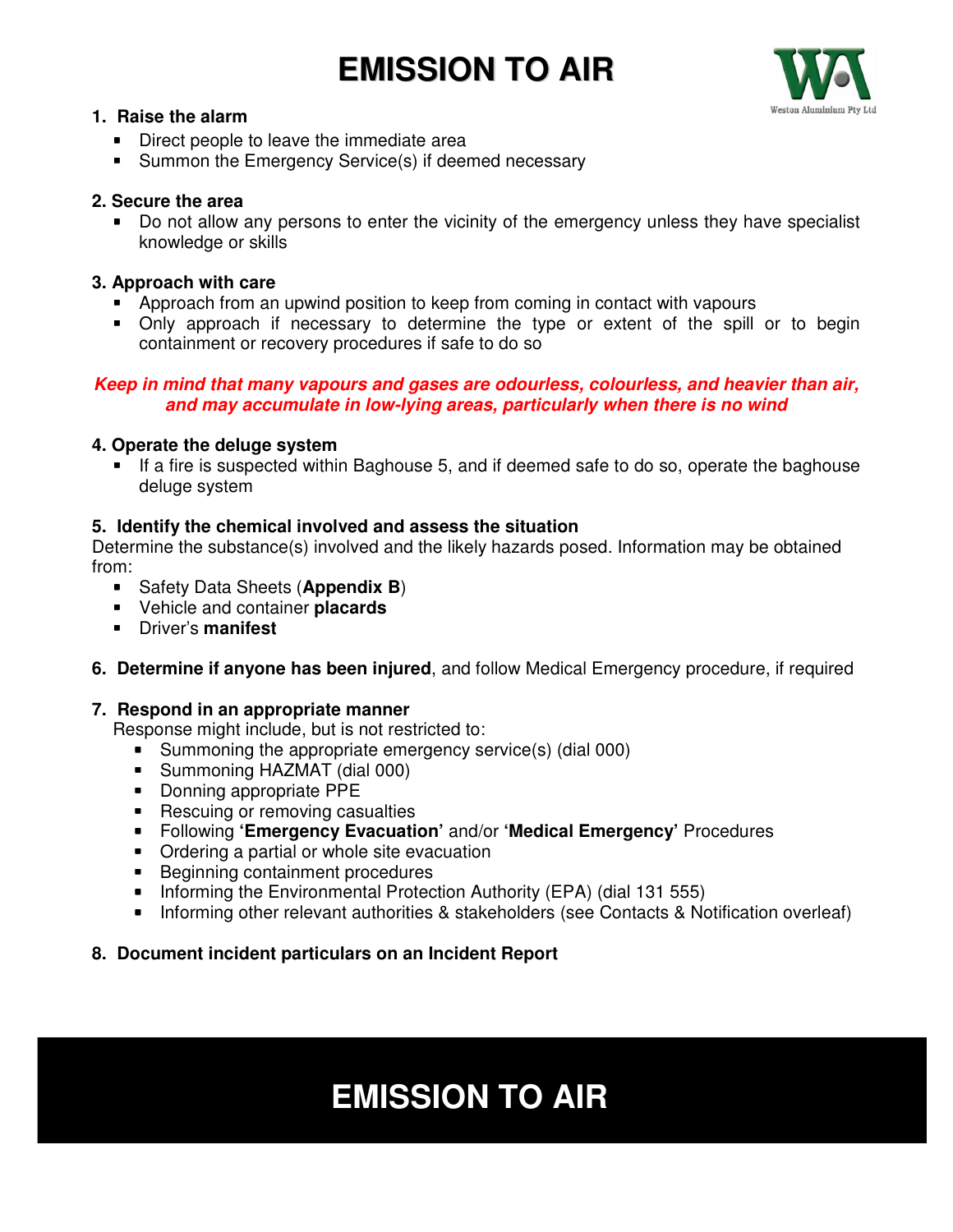# EMISSION TO AIR

Weston Aluminium Pty Ltd

1. **Raise the alarm**
   - Direct people to leave the immediate area
   - Summon the Emergency Service(s) if deemed necessary

2. **Secure the area**
   - Do not allow any persons to enter the vicinity of the emergency unless they have specialist knowledge or skills

3. **Approach with care**
   - Approach from an upwind position to keep from coming in contact with vapours
   - Only approach if necessary to determine the type or extent of the spill or to begin containment or recovery procedures if safe to do so

***Keep in mind that many vapours and gases are odourless, colourless, and heavier than air, and may accumulate in low-lying areas, particularly when there is no wind***

4. **Operate the deluge system**
   - If a fire is suspected within Baghouse 5, and if deemed safe to do so, operate the baghouse deluge system

5. **Identify the chemical involved and assess the situation**

   Determine the substance(s) involved and the likely hazards posed. Information may be obtained from:
   - Safety Data Sheets (**Appendix B**)
   - Vehicle and container **placards**
   - Driver's **manifest**

6. **Determine if anyone has been injured**, and follow Medical Emergency procedure, if required

7. **Respond in an appropriate manner**

   Response might include, but is not restricted to:
   - Summoning the appropriate emergency service(s) (dial 000)
   - Summoning HAZMAT (dial 000)
   - Donning appropriate PPE
   - Rescuing or removing casualties
   - Following **'Emergency Evacuation'** and/or **'Medical Emergency'** Procedures
   - Ordering a partial or whole site evacuation
   - Beginning containment procedures
   - Informing the Environmental Protection Authority (EPA) (dial 131 555)
   - Informing other relevant authorities & stakeholders (see Contacts & Notification overleaf)

8. **Document incident particulars on an Incident Report**

# EMISSION TO AIR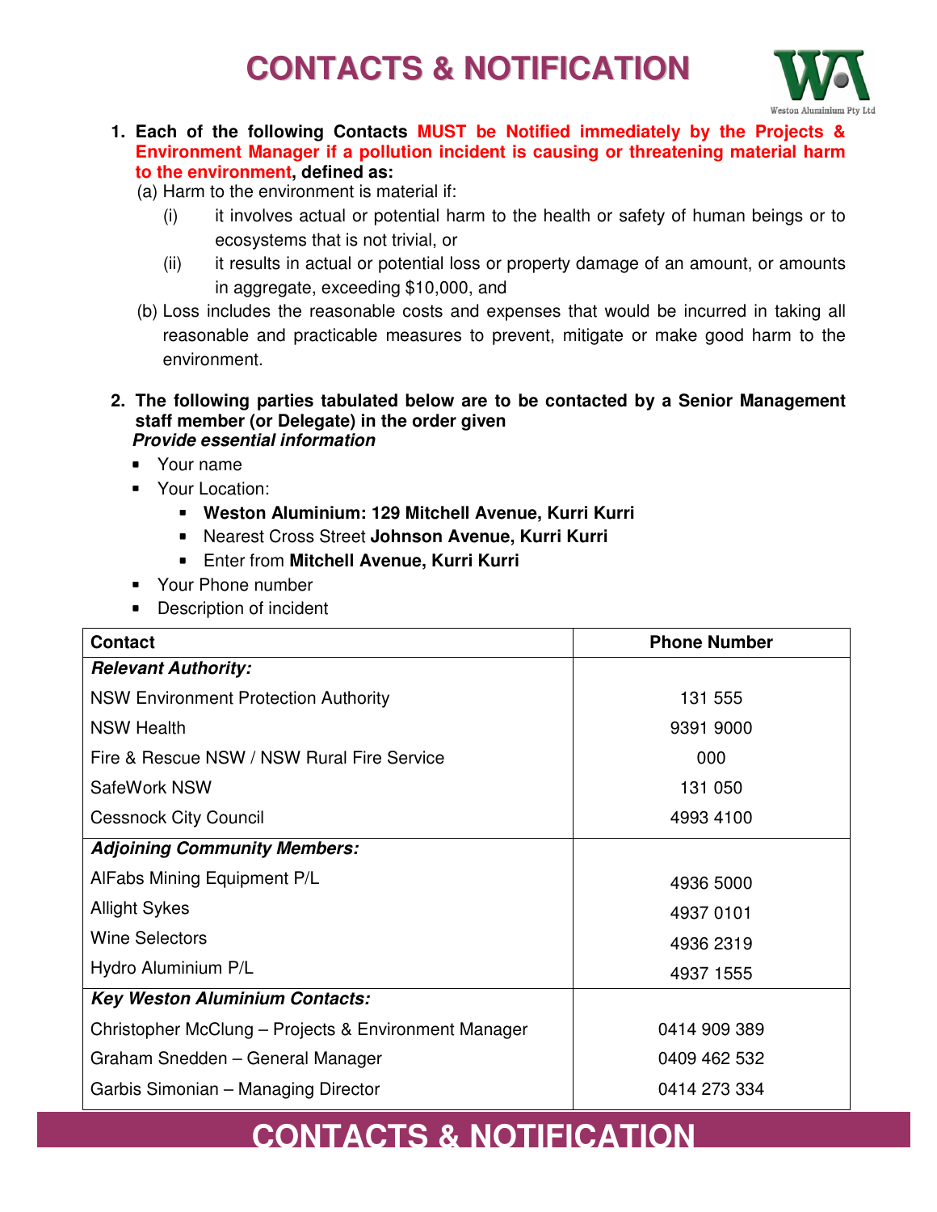# CONTACTS & NOTIFICATION

1. **Each of the following Contacts MUST be Notified immediately by the Projects & Environment Manager if a pollution incident is causing or threatening material harm to the environment, defined as:**
   (a) Harm to the environment is material if:
      (i) it involves actual or potential harm to the health or safety of human beings or to ecosystems that is not trivial, or
      (ii) it results in actual or potential loss or property damage of an amount, or amounts in aggregate, exceeding $10,000, and
   (b) Loss includes the reasonable costs and expenses that would be incurred in taking all reasonable and practicable measures to prevent, mitigate or make good harm to the environment.

2. **The following parties tabulated below are to be contacted by a Senior Management staff member (or Delegate) in the order given**
   ***Provide essential information***
   - Your name
   - Your Location:
     - **Weston Aluminium: 129 Mitchell Avenue, Kurri Kurri**
     - Nearest Cross Street **Johnson Avenue, Kurri Kurri**
     - Enter from **Mitchell Avenue, Kurri Kurri**
   - Your Phone number
   - Description of incident

| Contact | Phone Number |
|---|---|
| ***Relevant Authority:*** | |
| NSW Environment Protection Authority | 131 555 |
| NSW Health | 9391 9000 |
| Fire & Rescue NSW / NSW Rural Fire Service | 000 |
| SafeWork NSW | 131 050 |
| Cessnock City Council | 4993 4100 |
| ***Adjoining Community Members:*** | |
| AlFabs Mining Equipment P/L | 4936 5000 |
| Allight Sykes | 4937 0101 |
| Wine Selectors | 4936 2319 |
| Hydro Aluminium P/L | 4937 1555 |
| ***Key Weston Aluminium Contacts:*** | |
| Christopher McClung – Projects & Environment Manager | 0414 909 389 |
| Graham Snedden – General Manager | 0409 462 532 |
| Garbis Simonian – Managing Director | 0414 273 334 |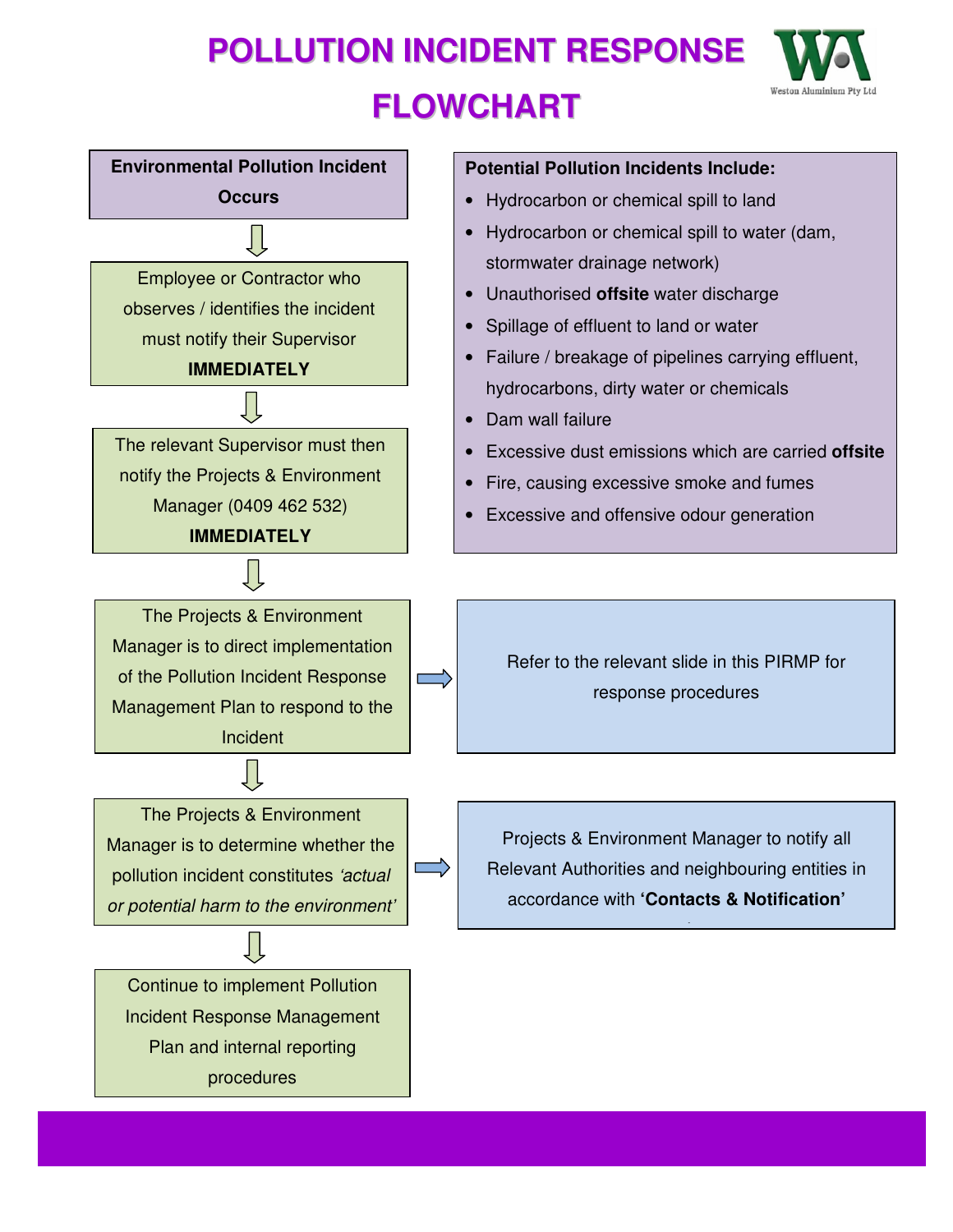# POLLUTION INCIDENT RESPONSE FLOWCHART

Weston Aluminium Pty Ltd

**Environmental Pollution Incident Occurs**

↓

Employee or Contractor who observes / identifies the incident must notify their Supervisor **IMMEDIATELY**

↓

The relevant Supervisor must then notify the Projects & Environment Manager (0409 462 532) **IMMEDIATELY**

↓

The Projects & Environment Manager is to direct implementation of the Pollution Incident Response Management Plan to respond to the Incident

→ Refer to the relevant slide in this PIRMP for response procedures

↓

The Projects & Environment Manager is to determine whether the pollution incident constitutes *'actual or potential harm to the environment'*

→ Projects & Environment Manager to notify all Relevant Authorities and neighbouring entities in accordance with **'Contacts & Notification'**

↓

Continue to implement Pollution Incident Response Management Plan and internal reporting procedures

**Potential Pollution Incidents Include:**

- Hydrocarbon or chemical spill to land
- Hydrocarbon or chemical spill to water (dam, stormwater drainage network)
- Unauthorised **offsite** water discharge
- Spillage of effluent to land or water
- Failure / breakage of pipelines carrying effluent, hydrocarbons, dirty water or chemicals
- Dam wall failure
- Excessive dust emissions which are carried **offsite**
- Fire, causing excessive smoke and fumes
- Excessive and offensive odour generation